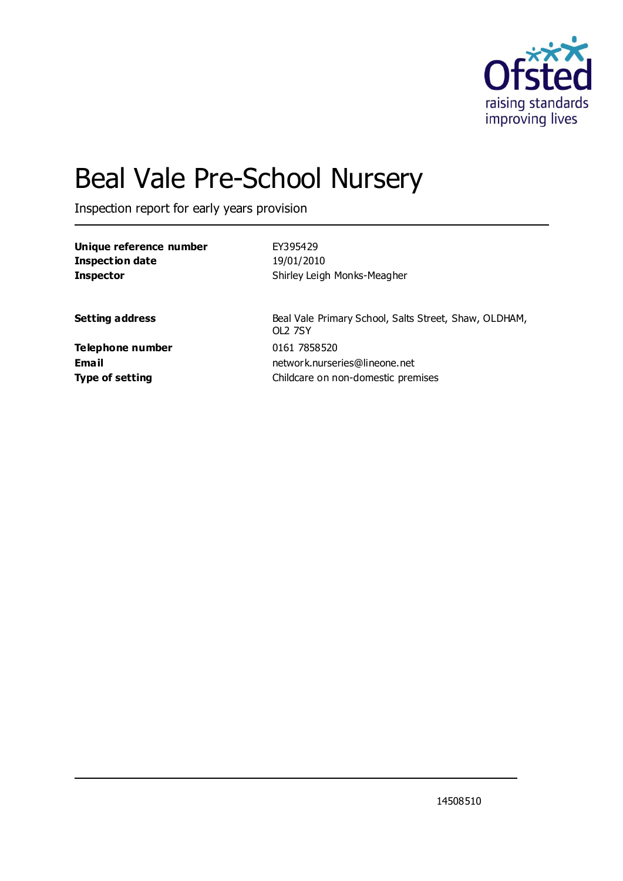# Beal Vale Pre-School Nursery

Inspection report for early years provision

| | |
|---|---|
| **Unique reference number** | EY395429 |
| **Inspection date** | 19/01/2010 |
| **Inspector** | Shirley Leigh Monks-Meagher |

| | |
|---|---|
| **Setting address** | Beal Vale Primary School, Salts Street, Shaw, OLDHAM, OL2 7SY |
| **Telephone number** | 0161 7858520 |
| **Email** | network.nurseries@lineone.net |
| **Type of setting** | Childcare on non-domestic premises |

14508510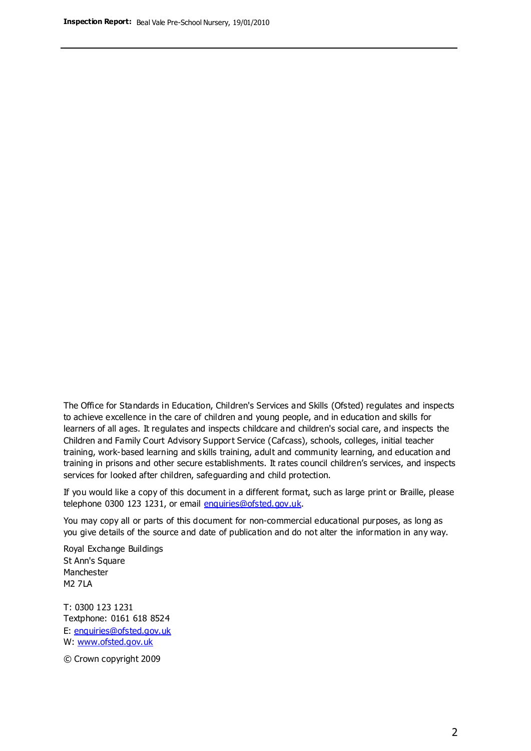The Office for Standards in Education, Children's Services and Skills (Ofsted) regulates and inspects to achieve excellence in the care of children and young people, and in education and skills for learners of all ages. It regulates and inspects childcare and children's social care, and inspects the Children and Family Court Advisory Support Service (Cafcass), schools, colleges, initial teacher training, work-based learning and skills training, adult and community learning, and education and training in prisons and other secure establishments. It rates council children's services, and inspects services for looked after children, safeguarding and child protection.

If you would like a copy of this document in a different format, such as large print or Braille, please telephone 0300 123 1231, or email enquiries@ofsted.gov.uk.

You may copy all or parts of this document for non-commercial educational purposes, as long as you give details of the source and date of publication and do not alter the information in any way.

Royal Exchange Buildings
St Ann's Square
Manchester
M2 7LA

T: 0300 123 1231
Textphone: 0161 618 8524
E: enquiries@ofsted.gov.uk
W: www.ofsted.gov.uk

© Crown copyright 2009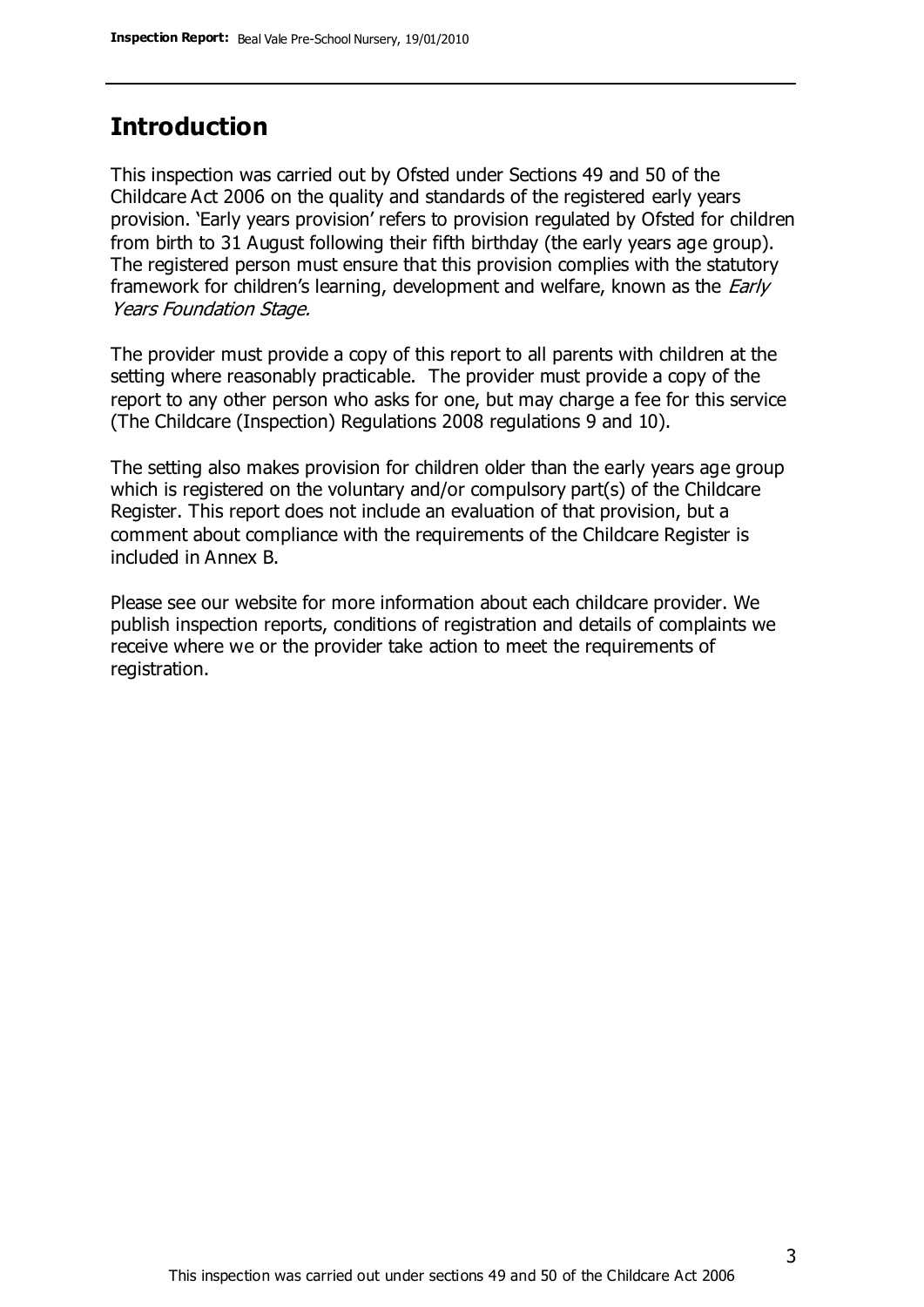## Introduction

This inspection was carried out by Ofsted under Sections 49 and 50 of the Childcare Act 2006 on the quality and standards of the registered early years provision. 'Early years provision' refers to provision regulated by Ofsted for children from birth to 31 August following their fifth birthday (the early years age group). The registered person must ensure that this provision complies with the statutory framework for children's learning, development and welfare, known as the *Early Years Foundation Stage.*

The provider must provide a copy of this report to all parents with children at the setting where reasonably practicable. The provider must provide a copy of the report to any other person who asks for one, but may charge a fee for this service (The Childcare (Inspection) Regulations 2008 regulations 9 and 10).

The setting also makes provision for children older than the early years age group which is registered on the voluntary and/or compulsory part(s) of the Childcare Register. This report does not include an evaluation of that provision, but a comment about compliance with the requirements of the Childcare Register is included in Annex B.

Please see our website for more information about each childcare provider. We publish inspection reports, conditions of registration and details of complaints we receive where we or the provider take action to meet the requirements of registration.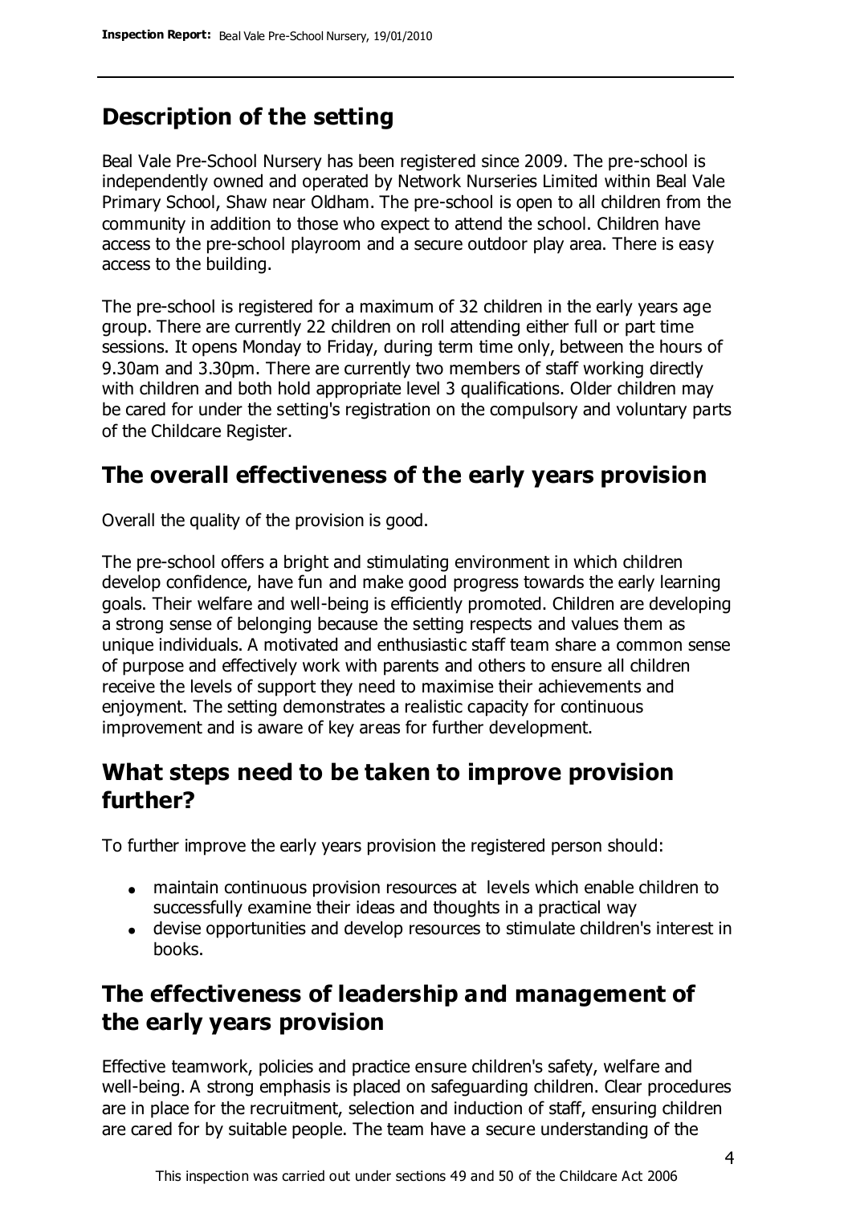## Description of the setting

Beal Vale Pre-School Nursery has been registered since 2009. The pre-school is independently owned and operated by Network Nurseries Limited within Beal Vale Primary School, Shaw near Oldham. The pre-school is open to all children from the community in addition to those who expect to attend the school. Children have access to the pre-school playroom and a secure outdoor play area. There is easy access to the building.

The pre-school is registered for a maximum of 32 children in the early years age group. There are currently 22 children on roll attending either full or part time sessions. It opens Monday to Friday, during term time only, between the hours of 9.30am and 3.30pm. There are currently two members of staff working directly with children and both hold appropriate level 3 qualifications. Older children may be cared for under the setting's registration on the compulsory and voluntary parts of the Childcare Register.

## The overall effectiveness of the early years provision

Overall the quality of the provision is good.

The pre-school offers a bright and stimulating environment in which children develop confidence, have fun and make good progress towards the early learning goals. Their welfare and well-being is efficiently promoted. Children are developing a strong sense of belonging because the setting respects and values them as unique individuals. A motivated and enthusiastic staff team share a common sense of purpose and effectively work with parents and others to ensure all children receive the levels of support they need to maximise their achievements and enjoyment. The setting demonstrates a realistic capacity for continuous improvement and is aware of key areas for further development.

## What steps need to be taken to improve provision further?

To further improve the early years provision the registered person should:

- maintain continuous provision resources at levels which enable children to successfully examine their ideas and thoughts in a practical way
- devise opportunities and develop resources to stimulate children's interest in books.

## The effectiveness of leadership and management of the early years provision

Effective teamwork, policies and practice ensure children's safety, welfare and well-being. A strong emphasis is placed on safeguarding children. Clear procedures are in place for the recruitment, selection and induction of staff, ensuring children are cared for by suitable people. The team have a secure understanding of the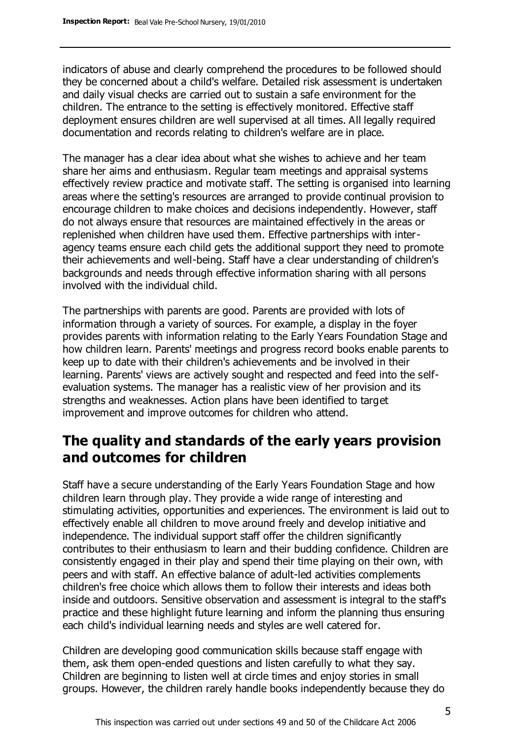indicators of abuse and clearly comprehend the procedures to be followed should they be concerned about a child's welfare. Detailed risk assessment is undertaken and daily visual checks are carried out to sustain a safe environment for the children. The entrance to the setting is effectively monitored. Effective staff deployment ensures children are well supervised at all times. All legally required documentation and records relating to children's welfare are in place.

The manager has a clear idea about what she wishes to achieve and her team share her aims and enthusiasm. Regular team meetings and appraisal systems effectively review practice and motivate staff. The setting is organised into learning areas where the setting's resources are arranged to provide continual provision to encourage children to make choices and decisions independently. However, staff do not always ensure that resources are maintained effectively in the areas or replenished when children have used them. Effective partnerships with inter-agency teams ensure each child gets the additional support they need to promote their achievements and well-being. Staff have a clear understanding of children's backgrounds and needs through effective information sharing with all persons involved with the individual child.

The partnerships with parents are good. Parents are provided with lots of information through a variety of sources. For example, a display in the foyer provides parents with information relating to the Early Years Foundation Stage and how children learn. Parents' meetings and progress record books enable parents to keep up to date with their children's achievements and be involved in their learning. Parents' views are actively sought and respected and feed into the self-evaluation systems. The manager has a realistic view of her provision and its strengths and weaknesses. Action plans have been identified to target improvement and improve outcomes for children who attend.

## The quality and standards of the early years provision and outcomes for children

Staff have a secure understanding of the Early Years Foundation Stage and how children learn through play. They provide a wide range of interesting and stimulating activities, opportunities and experiences. The environment is laid out to effectively enable all children to move around freely and develop initiative and independence. The individual support staff offer the children significantly contributes to their enthusiasm to learn and their budding confidence. Children are consistently engaged in their play and spend their time playing on their own, with peers and with staff. An effective balance of adult-led activities complements children's free choice which allows them to follow their interests and ideas both inside and outdoors. Sensitive observation and assessment is integral to the staff's practice and these highlight future learning and inform the planning thus ensuring each child's individual learning needs and styles are well catered for.

Children are developing good communication skills because staff engage with them, ask them open-ended questions and listen carefully to what they say. Children are beginning to listen well at circle times and enjoy stories in small groups. However, the children rarely handle books independently because they do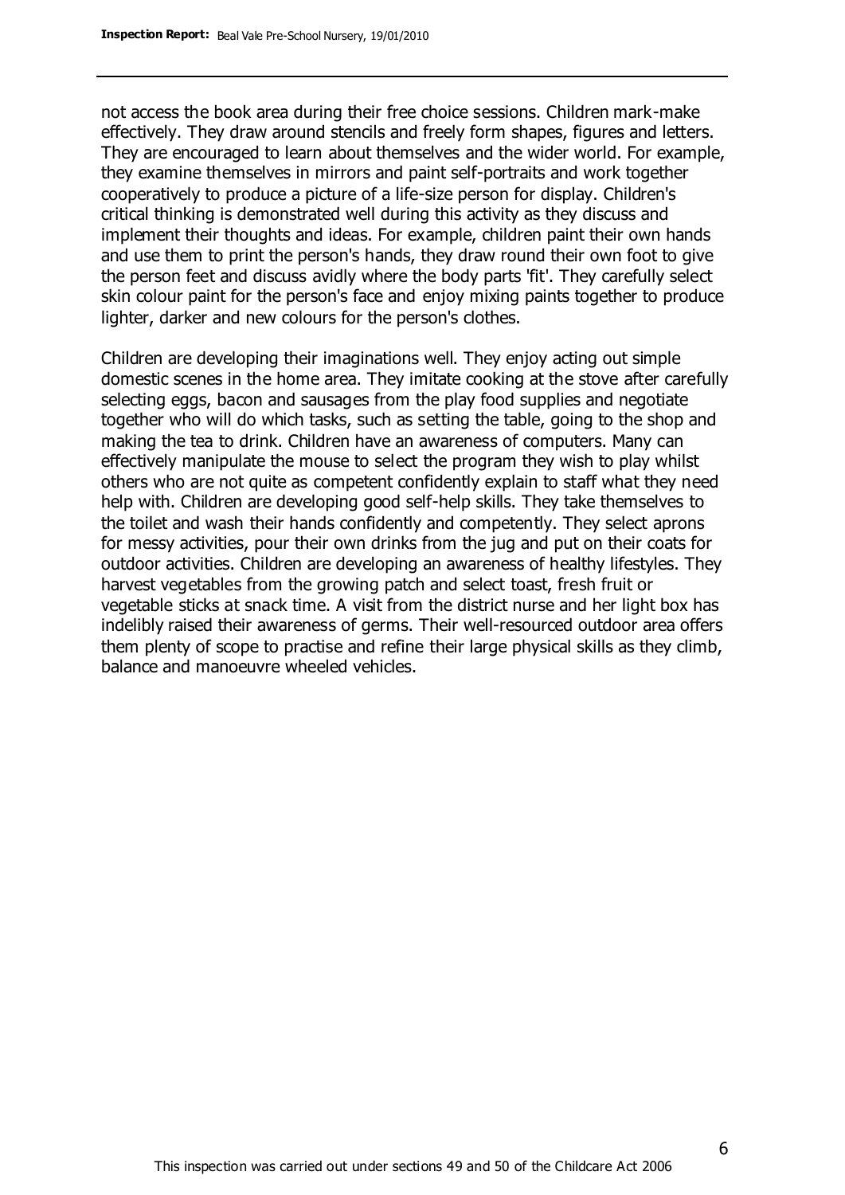not access the book area during their free choice sessions. Children mark-make effectively. They draw around stencils and freely form shapes, figures and letters. They are encouraged to learn about themselves and the wider world. For example, they examine themselves in mirrors and paint self-portraits and work together cooperatively to produce a picture of a life-size person for display. Children's critical thinking is demonstrated well during this activity as they discuss and implement their thoughts and ideas. For example, children paint their own hands and use them to print the person's hands, they draw round their own foot to give the person feet and discuss avidly where the body parts 'fit'. They carefully select skin colour paint for the person's face and enjoy mixing paints together to produce lighter, darker and new colours for the person's clothes.

Children are developing their imaginations well. They enjoy acting out simple domestic scenes in the home area. They imitate cooking at the stove after carefully selecting eggs, bacon and sausages from the play food supplies and negotiate together who will do which tasks, such as setting the table, going to the shop and making the tea to drink. Children have an awareness of computers. Many can effectively manipulate the mouse to select the program they wish to play whilst others who are not quite as competent confidently explain to staff what they need help with. Children are developing good self-help skills. They take themselves to the toilet and wash their hands confidently and competently. They select aprons for messy activities, pour their own drinks from the jug and put on their coats for outdoor activities. Children are developing an awareness of healthy lifestyles. They harvest vegetables from the growing patch and select toast, fresh fruit or vegetable sticks at snack time. A visit from the district nurse and her light box has indelibly raised their awareness of germs. Their well-resourced outdoor area offers them plenty of scope to practise and refine their large physical skills as they climb, balance and manoeuvre wheeled vehicles.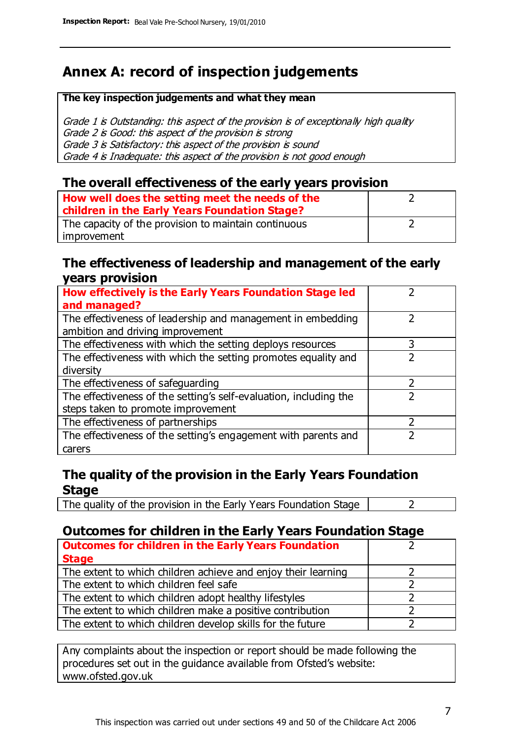# Annex A: record of inspection judgements

**The key inspection judgements and what they mean**

*Grade 1 is Outstanding: this aspect of the provision is of exceptionally high quality*
*Grade 2 is Good: this aspect of the provision is strong*
*Grade 3 is Satisfactory: this aspect of the provision is sound*
*Grade 4 is Inadequate: this aspect of the provision is not good enough*

## The overall effectiveness of the early years provision

| | |
|---|---|
| **How well does the setting meet the needs of the children in the Early Years Foundation Stage?** | 2 |
| The capacity of the provision to maintain continuous improvement | 2 |

## The effectiveness of leadership and management of the early years provision

| | |
|---|---|
| **How effectively is the Early Years Foundation Stage led and managed?** | 2 |
| The effectiveness of leadership and management in embedding ambition and driving improvement | 2 |
| The effectiveness with which the setting deploys resources | 3 |
| The effectiveness with which the setting promotes equality and diversity | 2 |
| The effectiveness of safeguarding | 2 |
| The effectiveness of the setting's self-evaluation, including the steps taken to promote improvement | 2 |
| The effectiveness of partnerships | 2 |
| The effectiveness of the setting's engagement with parents and carers | 2 |

## The quality of the provision in the Early Years Foundation Stage

| | |
|---|---|
| The quality of the provision in the Early Years Foundation Stage | 2 |

## Outcomes for children in the Early Years Foundation Stage

| | |
|---|---|
| **Outcomes for children in the Early Years Foundation Stage** | 2 |
| The extent to which children achieve and enjoy their learning | 2 |
| The extent to which children feel safe | 2 |
| The extent to which children adopt healthy lifestyles | 2 |
| The extent to which children make a positive contribution | 2 |
| The extent to which children develop skills for the future | 2 |

Any complaints about the inspection or report should be made following the procedures set out in the guidance available from Ofsted's website: www.ofsted.gov.uk

This inspection was carried out under sections 49 and 50 of the Childcare Act 2006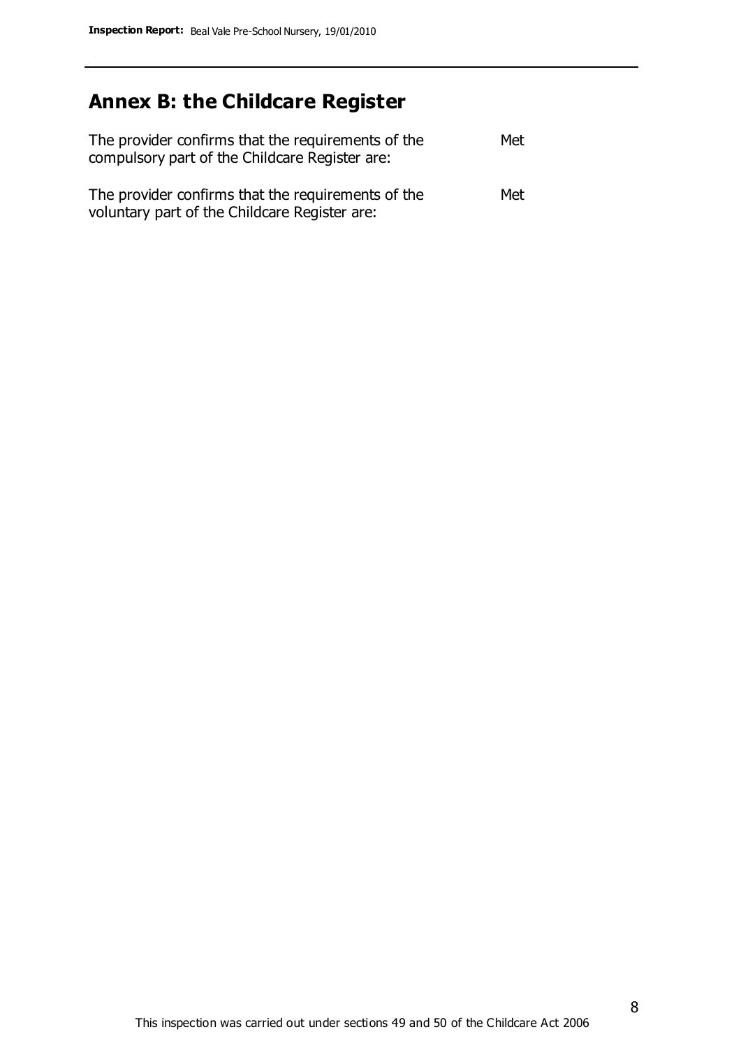## Annex B: the Childcare Register

| | |
|---|---|
| The provider confirms that the requirements of the compulsory part of the Childcare Register are: | Met |
| The provider confirms that the requirements of the voluntary part of the Childcare Register are: | Met |

This inspection was carried out under sections 49 and 50 of the Childcare Act 2006